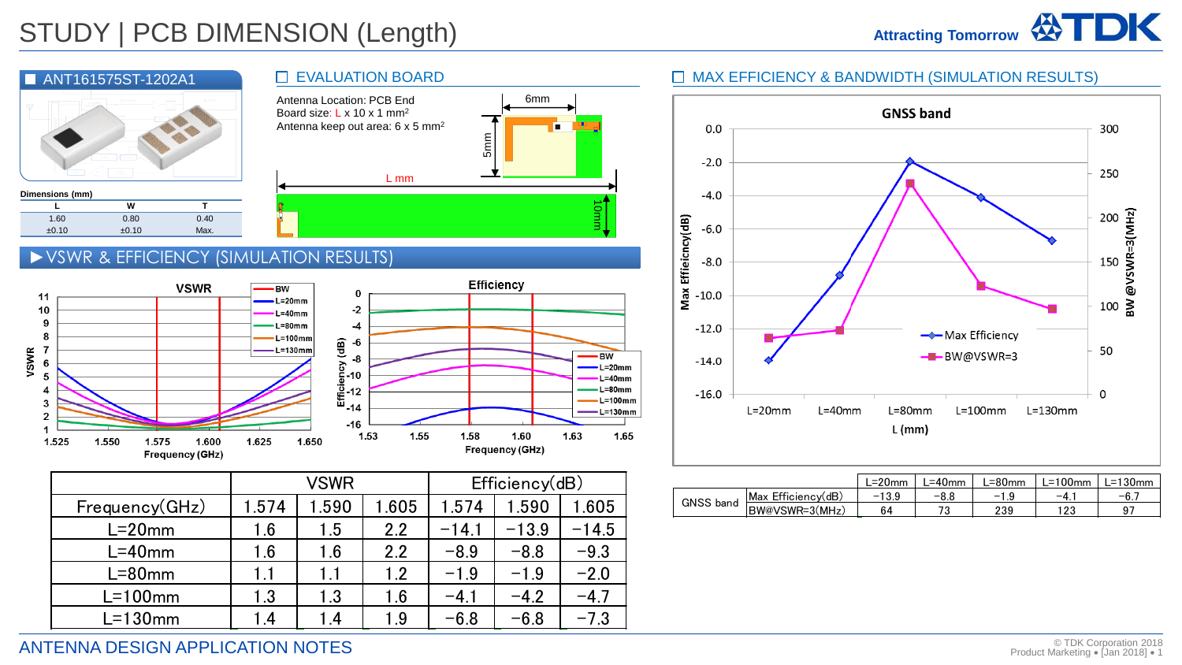# STUDY | PCB DIMENSION (Length)

Attracting Tomorrow TDK

## ANT161575ST-1202A1

Dimensions (mm)

| L | W | T |
|---|---|---|
| 1.60 ±0.10 | 0.80 ±0.10 | 0.40 Max. |

## EVALUATION BOARD

Antenna Location: PCB End
Board size: L x 10 x 1 mm$^2$
Antenna keep out area: 6 x 5 mm$^2$

6mm, 5mm, L mm, 10mm

## ▶VSWR & EFFICIENCY (SIMULATION RESULTS)

VSWR | Efficiency

BW, L=20mm, L=40mm, L=80mm, L=100mm, L=130mm

Frequency (GHz)

| | VSWR | | | Efficiency(dB) | | |
|---|---|---|---|---|---|---|
| Frequency(GHz) | 1.574 | 1.590 | 1.605 | 1.574 | 1.590 | 1.605 |
| L=20mm | 1.6 | 1.5 | 2.2 | −14.1 | −13.9 | −14.5 |
| L=40mm | 1.6 | 1.6 | 2.2 | −8.9 | −8.8 | −9.3 |
| L=80mm | 1.1 | 1.1 | 1.2 | −1.9 | −1.9 | −2.0 |
| L=100mm | 1.3 | 1.3 | 1.6 | −4.1 | −4.2 | −4.7 |
| L=130mm | 1.4 | 1.4 | 1.9 | −6.8 | −6.8 | −7.3 |

## MAX EFFICIENCY & BANDWIDTH (SIMULATION RESULTS)

GNSS band

Max Efficiency, BW@VSWR=3

L (mm)

| | | L=20mm | L=40mm | L=80mm | L=100mm | L=130mm |
|---|---|---|---|---|---|---|
| GNSS band | Max Efficiency(dB) | −13.9 | −8.8 | −1.9 | −4.1 | −6.7 |
| | BW@VSWR=3(MHz) | 64 | 73 | 239 | 123 | 97 |

ANTENNA DESIGN APPLICATION NOTES

© TDK Corporation 2018
Product Marketing • [Jan 2018]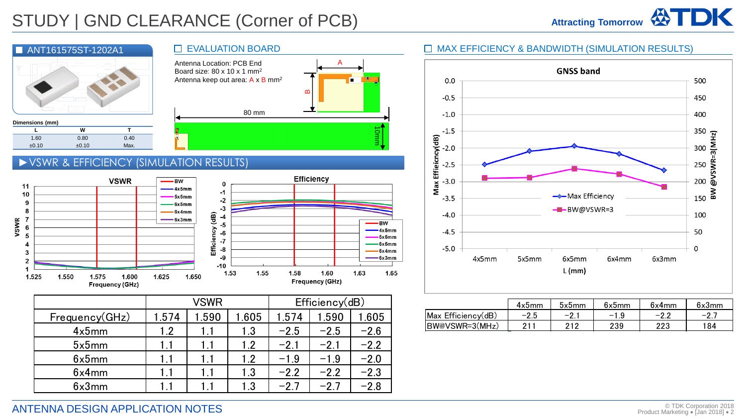# STUDY | GND CLEARANCE (Corner of PCB)

## ANT161575ST-1202A1

Dimensions (mm)

| L | W | T |
|---|---|---|
| 1.60 | 0.80 | 0.40 |
| ±0.10 | ±0.10 | Max. |

## EVALUATION BOARD

Antenna Location: PCB End
Board size: 80 x 10 x 1 mm$^2$
Antenna keep out area: A x B mm$^2$

## VSWR & EFFICIENCY (SIMULATION RESULTS)

| | VSWR | | | Efficiency(dB) | | |
|---|---|---|---|---|---|---|
| Frequency(GHz) | 1.574 | 1.590 | 1.605 | 1.574 | 1.590 | 1.605 |
| 4x5mm | 1.2 | 1.1 | 1.3 | -2.5 | -2.5 | -2.6 |
| 5x5mm | 1.1 | 1.1 | 1.2 | -2.1 | -2.1 | -2.2 |
| 6x5mm | 1.1 | 1.1 | 1.2 | -1.9 | -1.9 | -2.0 |
| 6x4mm | 1.1 | 1.1 | 1.3 | -2.2 | -2.2 | -2.3 |
| 6x3mm | 1.1 | 1.1 | 1.3 | -2.7 | -2.7 | -2.8 |

## MAX EFFICIENCY & BANDWIDTH (SIMULATION RESULTS)

| | 4x5mm | 5x5mm | 6x5mm | 6x4mm | 6x3mm |
|---|---|---|---|---|---|
| Max Efficiency(dB) | -2.5 | -2.1 | -1.9 | -2.2 | -2.7 |
| BW@VSWR=3(MHz) | 211 | 212 | 239 | 223 | 184 |

ANTENNA DESIGN APPLICATION NOTES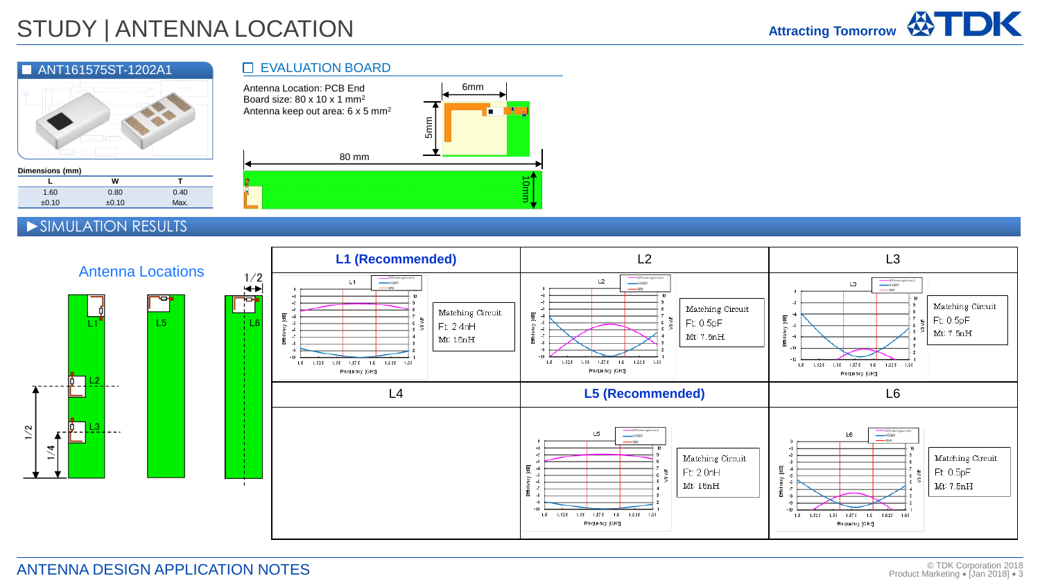# STUDY | ANTENNA LOCATION

## ANT161575ST-1202A1

**Dimensions (mm)**

| L | W | T |
|---|---|---|
| 1.60 | 0.80 | 0.40 |
| ±0.10 | ±0.10 | Max. |

## EVALUATION BOARD

Antenna Location: PCB End
Board size: 80 x 10 x 1 mm[2]
Antenna keep out area: 6 x 5 mm[2]

6mm
5mm
80 mm
10mm

## SIMULATION RESULTS

Antenna Locations

L1, L2, L3, L5, L6

1/2, 1/2, 1/4

| **L1 (Recommended)** | L2 | L3 |
|---|---|---|
| Matching Circuit<br>Ft: 2.4nH<br>Mt: 15nH | Matching Circuit<br>Ft: 0.5pF<br>Mt: 7.5nH | Matching Circuit<br>Ft: 0.5pF<br>Mt: 7.5nH |
| **L4** | **L5 (Recommended)** | **L6** |
| | Matching Circuit<br>Ft: 2.0nH<br>Mt: 15nH | Matching Circuit<br>Ft: 0.5pF<br>Mt: 7.5nH |

ANTENNA DESIGN APPLICATION NOTES

© TDK Corporation 2018
Product Marketing • [Jan 2018]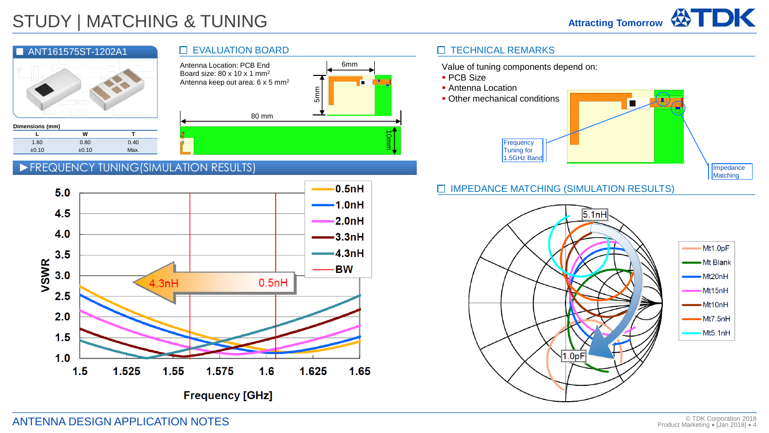# STUDY | MATCHING & TUNING

## ANT161575ST-1202A1

**Dimensions (mm)**

| L | W | T |
|---|---|---|
| 1.60 ±0.10 | 0.80 ±0.10 | 0.40 Max. |

## EVALUATION BOARD

Antenna Location: PCB End
Board size: 80 x 10 x 1 mm²
Antenna keep out area: 6 x 5 mm²

6mm
5mm
80 mm
10mm

## TECHNICAL REMARKS

Value of tuning components depend on:

- PCB Size
- Antenna Location
- Other mechanical conditions

Frequency Tuning for 1.5GHz Band

Impedance Matching

## FREQUENCY TUNING(SIMULATION RESULTS)

VSWR
5.0
4.5
4.0
3.5
3.0
2.5
2.0
1.5
1.0

1.5
1.525
1.55
1.575
1.6
1.625
1.65

Frequency [GHz]

4.3nH
0.5nH

0.5nH
1.0nH
2.0nH
3.3nH
4.3nH
BW

## IMPEDANCE MATCHING (SIMULATION RESULTS)

5.1nH
1.0pF

Mt1.0pF
Mt Blank
Mt20nH
Mt15nH
Mt10nH
Mt7.5nH
Mt5.1nH

ANTENNA DESIGN APPLICATION NOTES